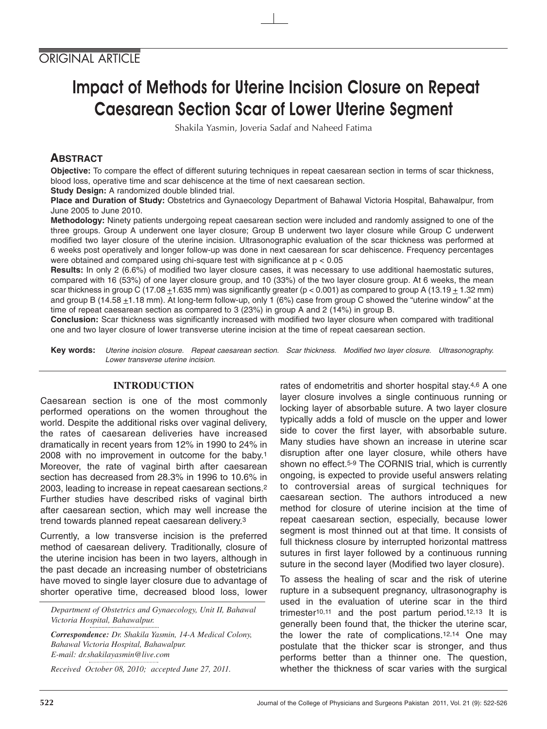ORIGINAL ARTICLE

# Impact of Methods for Uterine Incision Closure on Repeat Caesarean Section Scar of Lower Uterine Segment

Shakila Yasmin, Joveria Sadaf and Naheed Fatima

## ABSTRACT

**Objective:** To compare the effect of different suturing techniques in repeat caesarean section in terms of scar thickness, blood loss, operative time and scar dehiscence at the time of next caesarean section.

**Study Design:** A randomized double blinded trial.

**Place and Duration of Study:** Obstetrics and Gynaecology Department of Bahawal Victoria Hospital, Bahawalpur, from June 2005 to June 2010.

**Methodology:** Ninety patients undergoing repeat caesarean section were included and randomly assigned to one of the three groups. Group A underwent one layer closure; Group B underwent two layer closure while Group C underwent modified two layer closure of the uterine incision. Ultrasonographic evaluation of the scar thickness was performed at 6 weeks post operatively and longer follow-up was done in next caesarean for scar dehiscence. Frequency percentages were obtained and compared using chi-square test with significance at $p < 0.05$

**Results:** In only 2 (6.6%) of modified two layer closure cases, it was necessary to use additional haemostatic sutures, compared with 16 (53%) of one layer closure group, and 10 (33%) of the two layer closure group. At 6 weeks, the mean scar thickness in group C ($17.08 \pm 1.635$ mm) was significantly greater ($p < 0.001$) as compared to group A ($13.19 \pm 1.32$ mm) and group B ($14.58 \pm 1.18$ mm). At long-term follow-up, only 1 (6%) case from group C showed the "uterine window" at the time of repeat caesarean section as compared to 3 (23%) in group A and 2 (14%) in group B.

**Conclusion:** Scar thickness was significantly increased with modified two layer closure when compared with traditional one and two layer closure of lower transverse uterine incision at the time of repeat caesarean section.

**Key words:** *Uterine incision closure. Repeat caesarean section. Scar thickness. Modified two layer closure. Ultrasonography. Lower transverse uterine incision.*

## INTRODUCTION

Caesarean section is one of the most commonly performed operations on the women throughout the world. Despite the additional risks over vaginal delivery, the rates of caesarean deliveries have increased dramatically in recent years from 12% in 1990 to 24% in 2008 with no improvement in outcome for the baby.[1] Moreover, the rate of vaginal birth after caesarean section has decreased from 28.3% in 1996 to 10.6% in 2003, leading to increase in repeat caesarean sections.[2] Further studies have described risks of vaginal birth after caesarean section, which may well increase the trend towards planned repeat caesarean delivery.[3]

Currently, a low transverse incision is the preferred method of caesarean delivery. Traditionally, closure of the uterine incision has been in two layers, although in the past decade an increasing number of obstetricians have moved to single layer closure due to advantage of shorter operative time, decreased blood loss, lower rates of endometritis and shorter hospital stay.[4,6] A one layer closure involves a single continuous running or locking layer of absorbable suture. A two layer closure typically adds a fold of muscle on the upper and lower side to cover the first layer, with absorbable suture. Many studies have shown an increase in uterine scar disruption after one layer closure, while others have shown no effect.[5-9] The CORNIS trial, which is currently ongoing, is expected to provide useful answers relating to controversial areas of surgical techniques for caesarean section. The authors introduced a new method for closure of uterine incision at the time of repeat caesarean section, especially, because lower segment is most thinned out at that time. It consists of full thickness closure by interrupted horizontal mattress sutures in first layer followed by a continuous running suture in the second layer (Modified two layer closure).

To assess the healing of scar and the risk of uterine rupture in a subsequent pregnancy, ultrasonography is used in the evaluation of uterine scar in the third trimester[10,11] and the post partum period.[12,13] It is generally been found that, the thicker the uterine scar, the lower the rate of complications.[12,14] One may postulate that the thicker scar is stronger, and thus performs better than a thinner one. The question, whether the thickness of scar varies with the surgical

*Department of Obstetrics and Gynaecology, Unit II, Bahawal Victoria Hospital, Bahawalpur.*

***Correspondence:** Dr. Shakila Yasmin, 14-A Medical Colony, Bahawal Victoria Hospital, Bahawalpur.*
*E-mail: dr.shakilayasmin@live.com*

*Received October 08, 2010; accepted June 27, 2011.*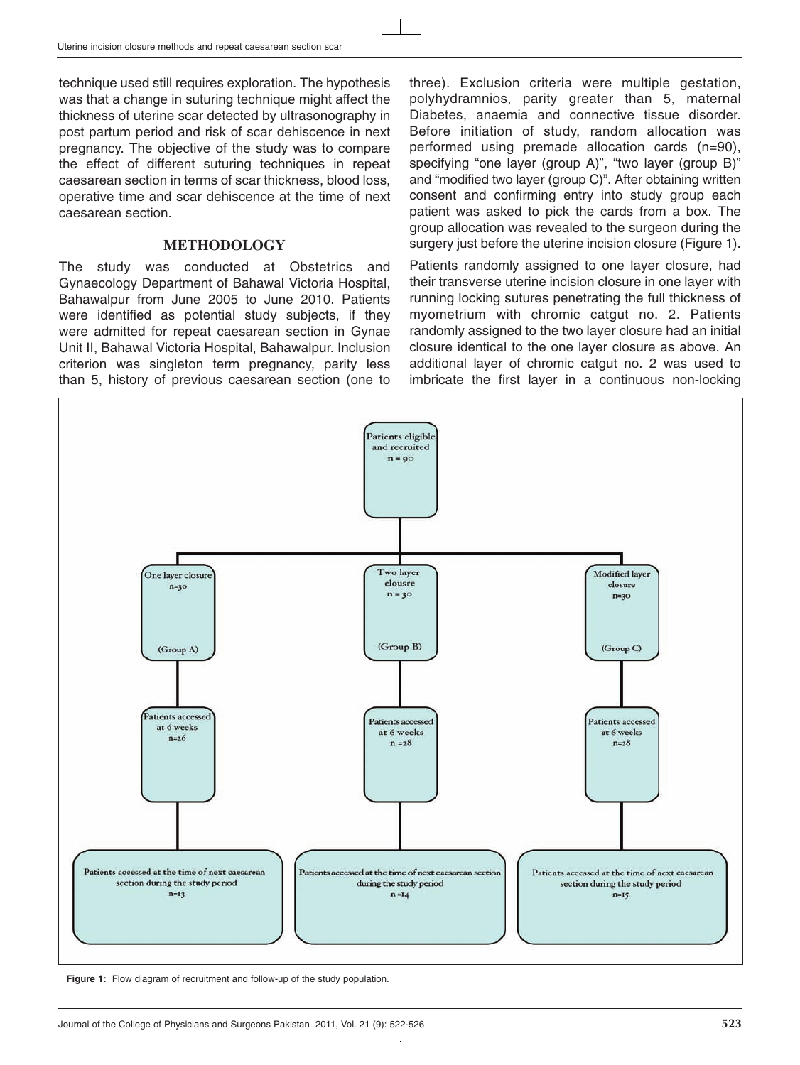technique used still requires exploration. The hypothesis was that a change in suturing technique might affect the thickness of uterine scar detected by ultrasonography in post partum period and risk of scar dehiscence in next pregnancy. The objective of the study was to compare the effect of different suturing techniques in repeat caesarean section in terms of scar thickness, blood loss, operative time and scar dehiscence at the time of next caesarean section.

## METHODOLOGY

The study was conducted at Obstetrics and Gynaecology Department of Bahawal Victoria Hospital, Bahawalpur from June 2005 to June 2010. Patients were identified as potential study subjects, if they were admitted for repeat caesarean section in Gynae Unit II, Bahawal Victoria Hospital, Bahawalpur. Inclusion criterion was singleton term pregnancy, parity less than 5, history of previous caesarean section (one to three). Exclusion criteria were multiple gestation, polyhydramnios, parity greater than 5, maternal Diabetes, anaemia and connective tissue disorder. Before initiation of study, random allocation was performed using premade allocation cards (n=90), specifying "one layer (group A)", "two layer (group B)" and "modified two layer (group C)". After obtaining written consent and confirming entry into study group each patient was asked to pick the cards from a box. The group allocation was revealed to the surgeon during the surgery just before the uterine incision closure (Figure 1).

Patients randomly assigned to one layer closure, had their transverse uterine incision closure in one layer with running locking sutures penetrating the full thickness of myometrium with chromic catgut no. 2. Patients randomly assigned to the two layer closure had an initial closure identical to the one layer closure as above. An additional layer of chromic catgut no. 2 was used to imbricate the first layer in a continuous non-locking

Patients eligible and recruited n = 90

| One layer closure n=30 (Group A) | Two layer clousre n = 30 (Group B) | Modified layer closure n=30 (Group C) |
|---|---|---|
| Patients accessed at 6 weeks n=26 | Patients accessed at 6 weeks n =28 | Patients accessed at 6 weeks n=28 |
| Patients accessed at the time of next caesarean section during the study period n=13 | Patients accessed at the time of next caesarean section during the study period n =14 | Patients accessed at the time of next caesarean section during the study period n=15 |

**Figure 1:** Flow diagram of recruitment and follow-up of the study population.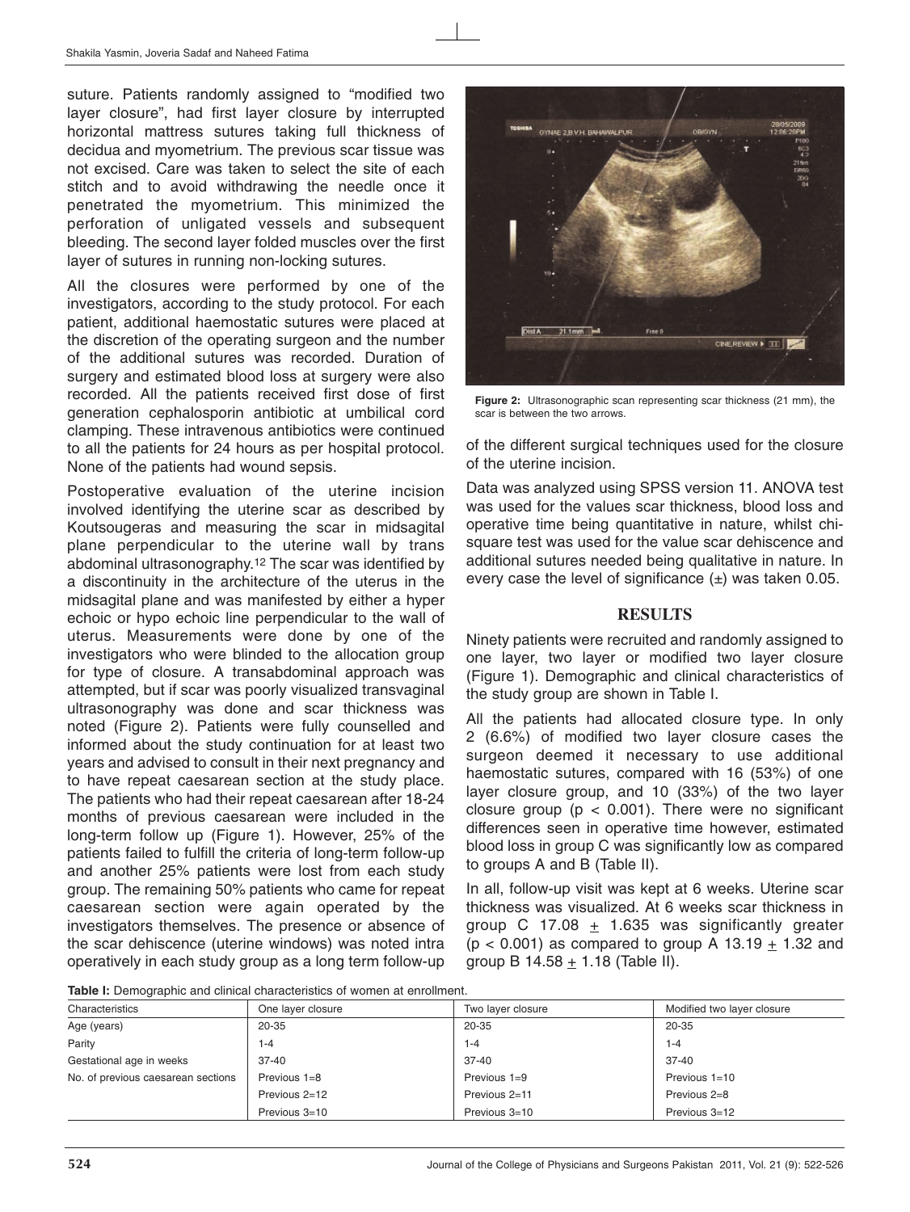suture. Patients randomly assigned to "modified two layer closure", had first layer closure by interrupted horizontal mattress sutures taking full thickness of decidua and myometrium. The previous scar tissue was not excised. Care was taken to select the site of each stitch and to avoid withdrawing the needle once it penetrated the myometrium. This minimized the perforation of unligated vessels and subsequent bleeding. The second layer folded muscles over the first layer of sutures in running non-locking sutures.

All the closures were performed by one of the investigators, according to the study protocol. For each patient, additional haemostatic sutures were placed at the discretion of the operating surgeon and the number of the additional sutures was recorded. Duration of surgery and estimated blood loss at surgery were also recorded. All the patients received first dose of first generation cephalosporin antibiotic at umbilical cord clamping. These intravenous antibiotics were continued to all the patients for 24 hours as per hospital protocol. None of the patients had wound sepsis.

Postoperative evaluation of the uterine incision involved identifying the uterine scar as described by Koutsougeras and measuring the scar in midsagital plane perpendicular to the uterine wall by trans abdominal ultrasonography.[12] The scar was identified by a discontinuity in the architecture of the uterus in the midsagital plane and was manifested by either a hyper echoic or hypo echoic line perpendicular to the wall of uterus. Measurements were done by one of the investigators who were blinded to the allocation group for type of closure. A transabdominal approach was attempted, but if scar was poorly visualized transvaginal ultrasonography was done and scar thickness was noted (Figure 2). Patients were fully counselled and informed about the study continuation for at least two years and advised to consult in their next pregnancy and to have repeat caesarean section at the study place. The patients who had their repeat caesarean after 18-24 months of previous caesarean were included in the long-term follow up (Figure 1). However, 25% of the patients failed to fulfill the criteria of long-term follow-up and another 25% patients were lost from each study group. The remaining 50% patients who came for repeat caesarean section were again operated by the investigators themselves. The presence or absence of the scar dehiscence (uterine windows) was noted intra operatively in each study group as a long term follow-up of the different surgical techniques used for the closure of the uterine incision.

**Figure 2:** Ultrasonographic scan representing scar thickness (21 mm), the scar is between the two arrows.

Data was analyzed using SPSS version 11. ANOVA test was used for the values scar thickness, blood loss and operative time being quantitative in nature, whilst chi-square test was used for the value scar dehiscence and additional sutures needed being qualitative in nature. In every case the level of significance (±) was taken 0.05.

## RESULTS

Ninety patients were recruited and randomly assigned to one layer, two layer or modified two layer closure (Figure 1). Demographic and clinical characteristics of the study group are shown in Table I.

All the patients had allocated closure type. In only 2 (6.6%) of modified two layer closure cases the surgeon deemed it necessary to use additional haemostatic sutures, compared with 16 (53%) of one layer closure group, and 10 (33%) of the two layer closure group ($p < 0.001$). There were no significant differences seen in operative time however, estimated blood loss in group C was significantly low as compared to groups A and B (Table II).

In all, follow-up visit was kept at 6 weeks. Uterine scar thickness was visualized. At 6 weeks scar thickness in group C 17.08 ± 1.635 was significantly greater ($p < 0.001$) as compared to group A 13.19 ± 1.32 and group B 14.58 ± 1.18 (Table II).

**Table I:** Demographic and clinical characteristics of women at enrollment.

| Characteristics | One layer closure | Two layer closure | Modified two layer closure |
|---|---|---|---|
| Age (years) | 20-35 | 20-35 | 20-35 |
| Parity | 1-4 | 1-4 | 1-4 |
| Gestational age in weeks | 37-40 | 37-40 | 37-40 |
| No. of previous caesarean sections | Previous 1=8 | Previous 1=9 | Previous 1=10 |
| | Previous 2=12 | Previous 2=11 | Previous 2=8 |
| | Previous 3=10 | Previous 3=10 | Previous 3=12 |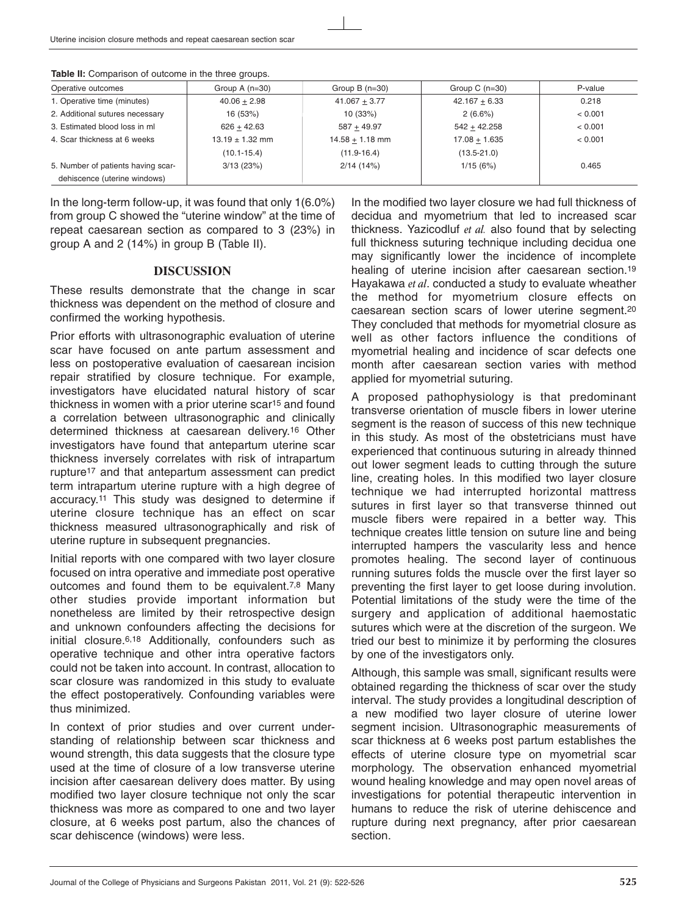**Table II:** Comparison of outcome in the three groups.

| Operative outcomes | Group A (n=30) | Group B (n=30) | Group C (n=30) | P-value |
|---|---|---|---|---|
| 1. Operative time (minutes) | 40.06 + 2.98 | 41.067 + 3.77 | 42.167 + 6.33 | 0.218 |
| 2. Additional sutures necessary | 16 (53%) | 10 (33%) | 2 (6.6%) | < 0.001 |
| 3. Estimated blood loss in ml | 626 + 42.63 | 587 + 49.97 | 542 + 42.258 | < 0.001 |
| 4. Scar thickness at 6 weeks | 13.19 ± 1.32 mm (10.1-15.4) | 14.58 + 1.18 mm (11.9-16.4) | 17.08 + 1.635 (13.5-21.0) | < 0.001 |
| 5. Number of patients having scar-dehiscence (uterine windows) | 3/13 (23%) | 2/14 (14%) | 1/15 (6%) | 0.465 |

In the long-term follow-up, it was found that only 1(6.0%) from group C showed the "uterine window" at the time of repeat caesarean section as compared to 3 (23%) in group A and 2 (14%) in group B (Table II).

## DISCUSSION

These results demonstrate that the change in scar thickness was dependent on the method of closure and confirmed the working hypothesis.

Prior efforts with ultrasonographic evaluation of uterine scar have focused on ante partum assessment and less on postoperative evaluation of caesarean incision repair stratified by closure technique. For example, investigators have elucidated natural history of scar thickness in women with a prior uterine scar[15] and found a correlation between ultrasonographic and clinically determined thickness at caesarean delivery.[16] Other investigators have found that antepartum uterine scar thickness inversely correlates with risk of intrapartum rupture[17] and that antepartum assessment can predict term intrapartum uterine rupture with a high degree of accuracy.[11] This study was designed to determine if uterine closure technique has an effect on scar thickness measured ultrasonographically and risk of uterine rupture in subsequent pregnancies.

Initial reports with one compared with two layer closure focused on intra operative and immediate post operative outcomes and found them to be equivalent.[7,8] Many other studies provide important information but nonetheless are limited by their retrospective design and unknown confounders affecting the decisions for initial closure.[6,18] Additionally, confounders such as operative technique and other intra operative factors could not be taken into account. In contrast, allocation to scar closure was randomized in this study to evaluate the effect postoperatively. Confounding variables were thus minimized.

In context of prior studies and over current understanding of relationship between scar thickness and wound strength, this data suggests that the closure type used at the time of closure of a low transverse uterine incision after caesarean delivery does matter. By using modified two layer closure technique not only the scar thickness was more as compared to one and two layer closure, at 6 weeks post partum, also the chances of scar dehiscence (windows) were less.

In the modified two layer closure we had full thickness of decidua and myometrium that led to increased scar thickness. Yazicodluf *et al.* also found that by selecting full thickness suturing technique including decidua one may significantly lower the incidence of incomplete healing of uterine incision after caesarean section.[19] Hayakawa *et al*. conducted a study to evaluate wheather the method for myometrium closure effects on caesarean section scars of lower uterine segment.[20] They concluded that methods for myometrial closure as well as other factors influence the conditions of myometrial healing and incidence of scar defects one month after caesarean section varies with method applied for myometrial suturing.

A proposed pathophysiology is that predominant transverse orientation of muscle fibers in lower uterine segment is the reason of success of this new technique in this study. As most of the obstetricians must have experienced that continuous suturing in already thinned out lower segment leads to cutting through the suture line, creating holes. In this modified two layer closure technique we had interrupted horizontal mattress sutures in first layer so that transverse thinned out muscle fibers were repaired in a better way. This technique creates little tension on suture line and being interrupted hampers the vascularity less and hence promotes healing. The second layer of continuous running sutures folds the muscle over the first layer so preventing the first layer to get loose during involution. Potential limitations of the study were the time of the surgery and application of additional haemostatic sutures which were at the discretion of the surgeon. We tried our best to minimize it by performing the closures by one of the investigators only.

Although, this sample was small, significant results were obtained regarding the thickness of scar over the study interval. The study provides a longitudinal description of a new modified two layer closure of uterine lower segment incision. Ultrasonographic measurements of scar thickness at 6 weeks post partum establishes the effects of uterine closure type on myometrial scar morphology. The observation enhanced myometrial wound healing knowledge and may open novel areas of investigations for potential therapeutic intervention in humans to reduce the risk of uterine dehiscence and rupture during next pregnancy, after prior caesarean section.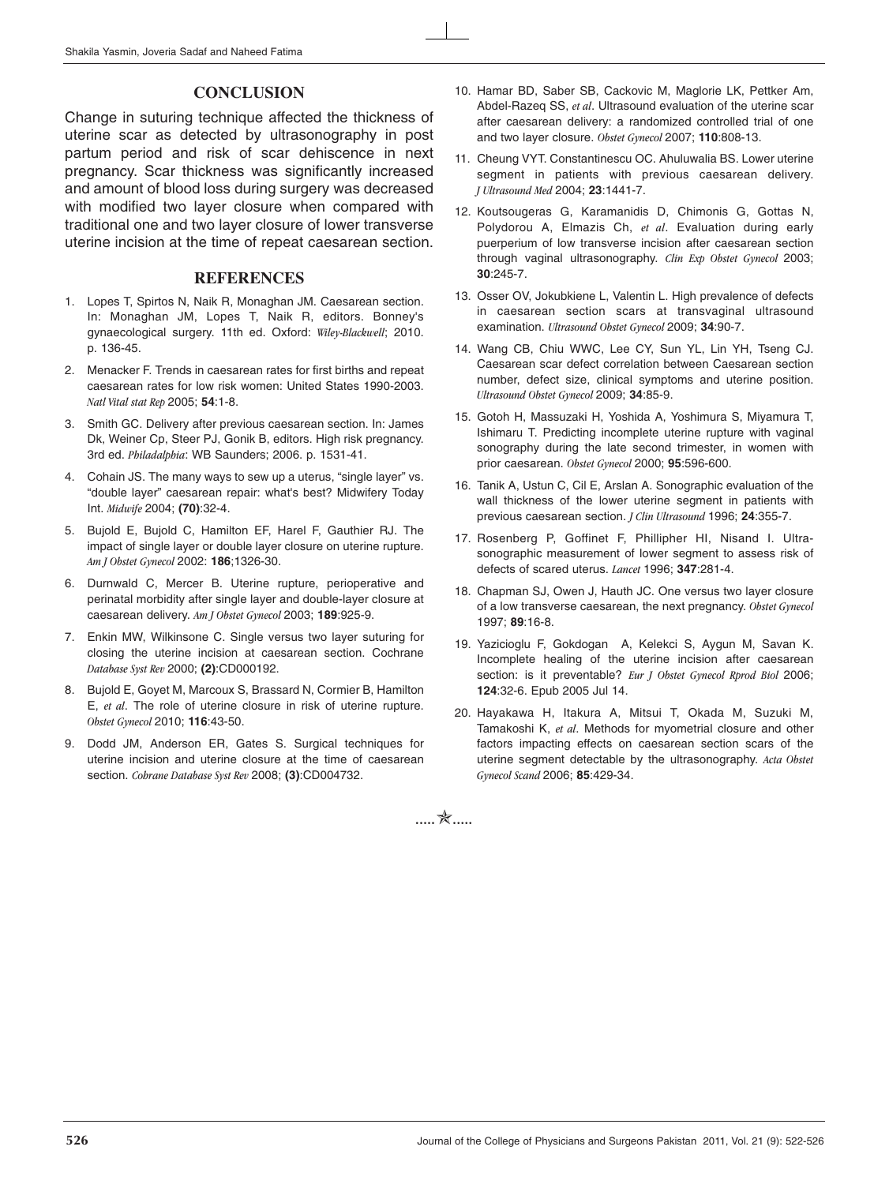## CONCLUSION

Change in suturing technique affected the thickness of uterine scar as detected by ultrasonography in post partum period and risk of scar dehiscence in next pregnancy. Scar thickness was significantly increased and amount of blood loss during surgery was decreased with modified two layer closure when compared with traditional one and two layer closure of lower transverse uterine incision at the time of repeat caesarean section.

## REFERENCES

1. Lopes T, Spirtos N, Naik R, Monaghan JM. Caesarean section. In: Monaghan JM, Lopes T, Naik R, editors. Bonney's gynaecological surgery. 11th ed. Oxford: *Wiley-Blackwell*; 2010. p. 136-45.
2. Menacker F. Trends in caesarean rates for first births and repeat caesarean rates for low risk women: United States 1990-2003. *Natl Vital stat Rep* 2005; **54**:1-8.
3. Smith GC. Delivery after previous caesarean section. In: James Dk, Weiner Cp, Steer PJ, Gonik B, editors. High risk pregnancy. 3rd ed. *Philadalphia*: WB Saunders; 2006. p. 1531-41.
4. Cohain JS. The many ways to sew up a uterus, "single layer" vs. "double layer" caesarean repair: what's best? Midwifery Today Int. *Midwife* 2004; **(70)**:32-4.
5. Bujold E, Bujold C, Hamilton EF, Harel F, Gauthier RJ. The impact of single layer or double layer closure on uterine rupture. *Am J Obstet Gynecol* 2002: **186**;1326-30.
6. Durnwald C, Mercer B. Uterine rupture, perioperative and perinatal morbidity after single layer and double-layer closure at caesarean delivery. *Am J Obstet Gynecol* 2003; **189**:925-9.
7. Enkin MW, Wilkinsone C. Single versus two layer suturing for closing the uterine incision at caesarean section. Cochrane *Database Syst Rev* 2000; **(2)**:CD000192.
8. Bujold E, Goyet M, Marcoux S, Brassard N, Cormier B, Hamilton E, *et al*. The role of uterine closure in risk of uterine rupture. *Obstet Gynecol* 2010; **116**:43-50.
9. Dodd JM, Anderson ER, Gates S. Surgical techniques for uterine incision and uterine closure at the time of caesarean section. *Cobrane Database Syst Rev* 2008; **(3)**:CD004732.
10. Hamar BD, Saber SB, Cackovic M, Maglorie LK, Pettker Am, Abdel-Razeq SS, *et al*. Ultrasound evaluation of the uterine scar after caesarean delivery: a randomized controlled trial of one and two layer closure. *Obstet Gynecol* 2007; **110**:808-13.
11. Cheung VYT. Constantinescu OC. Ahuluwalia BS. Lower uterine segment in patients with previous caesarean delivery. *J Ultrasound Med* 2004; **23**:1441-7.
12. Koutsougeras G, Karamanidis D, Chimonis G, Gottas N, Polydorou A, Elmazis Ch, *et al*. Evaluation during early puerperium of low transverse incision after caesarean section through vaginal ultrasonography. *Clin Exp Obstet Gynecol* 2003; **30**:245-7.
13. Osser OV, Jokubkiene L, Valentin L. High prevalence of defects in caesarean section scars at transvaginal ultrasound examination. *Ultrasound Obstet Gynecol* 2009; **34**:90-7.
14. Wang CB, Chiu WWC, Lee CY, Sun YL, Lin YH, Tseng CJ. Caesarean scar defect correlation between Caesarean section number, defect size, clinical symptoms and uterine position. *Ultrasound Obstet Gynecol* 2009; **34**:85-9.
15. Gotoh H, Massuzaki H, Yoshida A, Yoshimura S, Miyamura T, Ishimaru T. Predicting incomplete uterine rupture with vaginal sonography during the late second trimester, in women with prior caesarean. *Obstet Gynecol* 2000; **95**:596-600.
16. Tanik A, Ustun C, Cil E, Arslan A. Sonographic evaluation of the wall thickness of the lower uterine segment in patients with previous caesarean section. *J Clin Ultrasound* 1996; **24**:355-7.
17. Rosenberg P, Goffinet F, Phillipher HI, Nisand I. Ultra-sonographic measurement of lower segment to assess risk of defects of scared uterus. *Lancet* 1996; **347**:281-4.
18. Chapman SJ, Owen J, Hauth JC. One versus two layer closure of a low transverse caesarean, the next pregnancy. *Obstet Gynecol* 1997; **89**:16-8.
19. Yazicioglu F, Gokdogan A, Kelekci S, Aygun M, Savan K. Incomplete healing of the uterine incision after caesarean section: is it preventable? *Eur J Obstet Gynecol Rprod Biol* 2006; **124**:32-6. Epub 2005 Jul 14.
20. Hayakawa H, Itakura A, Mitsui T, Okada M, Suzuki M, Tamakoshi K, *et al*. Methods for myometrial closure and other factors impacting effects on caesarean section scars of the uterine segment detectable by the ultrasonography. *Acta Obstet Gynecol Scand* 2006; **85**:429-34.